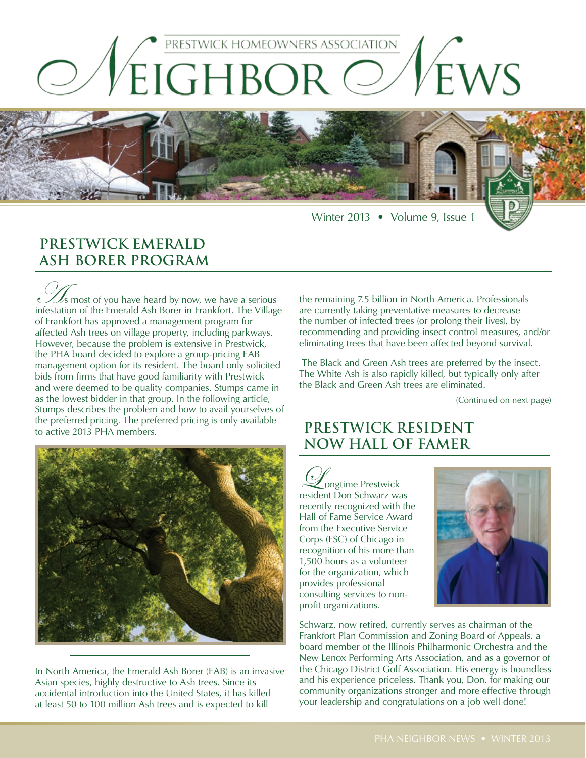PRESTWICK HOMEOWNERS ASSOCIATION

# Neighbor News

Winter 2013 • Volume 9, Issue 1

## PRESTWICK EMERALD ASH BORER PROGRAM

As most of you have heard by now, we have a serious infestation of the Emerald Ash Borer in Frankfort. The Village of Frankfort has approved a management program for affected Ash trees on village property, including parkways. However, because the problem is extensive in Prestwick, the PHA board decided to explore a group-pricing EAB management option for its resident. The board only solicited bids from firms that have good familiarity with Prestwick and were deemed to be quality companies. Stumps came in as the lowest bidder in that group. In the following article, Stumps describes the problem and how to avail yourselves of the preferred pricing. The preferred pricing is only available to active 2013 PHA members.

In North America, the Emerald Ash Borer (EAB) is an invasive Asian species, highly destructive to Ash trees. Since its accidental introduction into the United States, it has killed at least 50 to 100 million Ash trees and is expected to kill the remaining 7.5 billion in North America. Professionals are currently taking preventative measures to decrease the number of infected trees (or prolong their lives), by recommending and providing insect control measures, and/or eliminating trees that have been affected beyond survival.

The Black and Green Ash trees are preferred by the insect. The White Ash is also rapidly killed, but typically only after the Black and Green Ash trees are eliminated.

(Continued on next page)

## PRESTWICK RESIDENT NOW HALL OF FAMER

Longtime Prestwick resident Don Schwarz was recently recognized with the Hall of Fame Service Award from the Executive Service Corps (ESC) of Chicago in recognition of his more than 1,500 hours as a volunteer for the organization, which provides professional consulting services to non-profit organizations.

Schwarz, now retired, currently serves as chairman of the Frankfort Plan Commission and Zoning Board of Appeals, a board member of the Illinois Philharmonic Orchestra and the New Lenox Performing Arts Association, and as a governor of the Chicago District Golf Association. His energy is boundless and his experience priceless. Thank you, Don, for making our community organizations stronger and more effective through your leadership and congratulations on a job well done!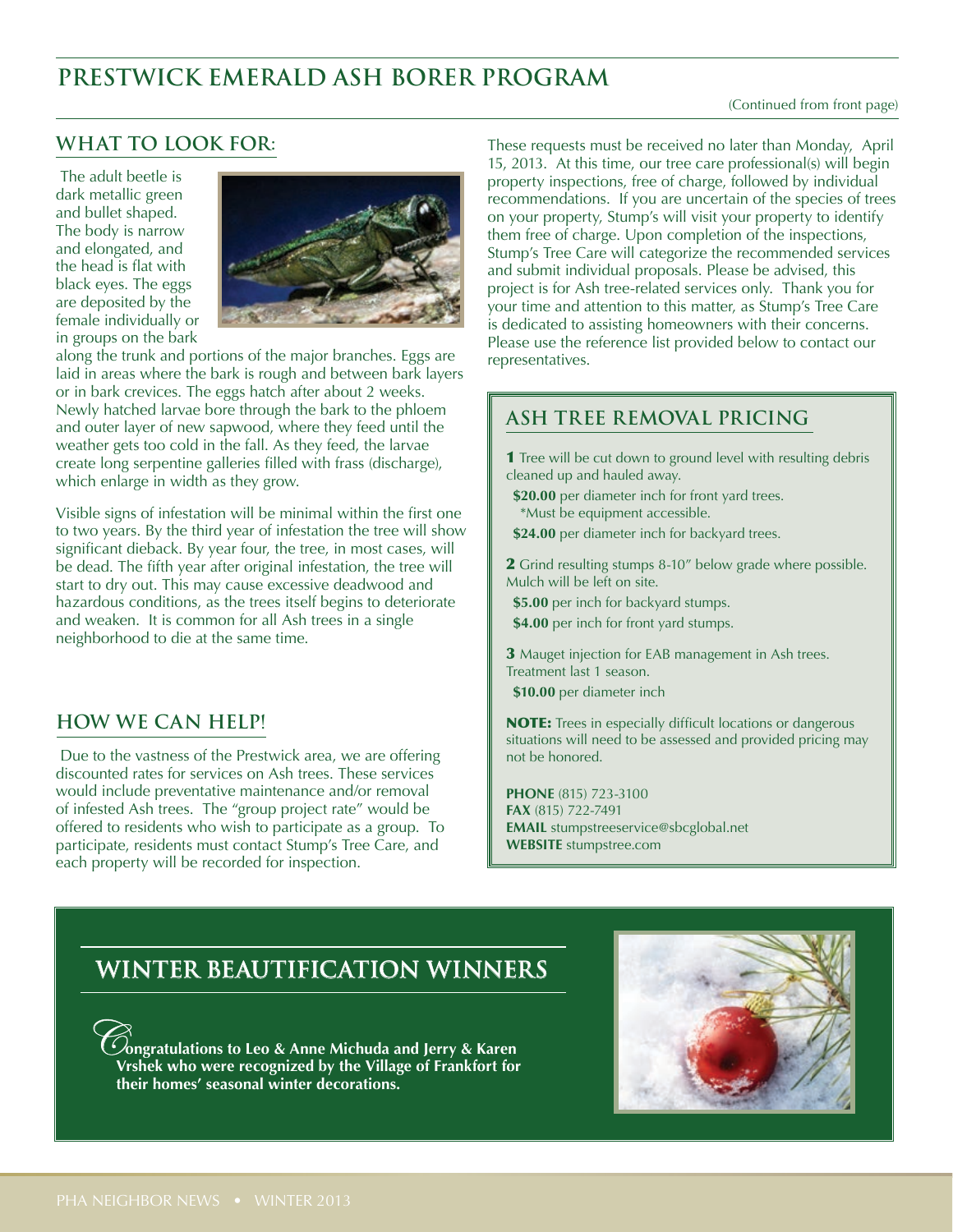# PRESTWICK EMERALD ASH BORER PROGRAM

(Continued from front page)

## WHAT TO LOOK FOR:

The adult beetle is dark metallic green and bullet shaped. The body is narrow and elongated, and the head is flat with black eyes. The eggs are deposited by the female individually or in groups on the bark along the trunk and portions of the major branches. Eggs are laid in areas where the bark is rough and between bark layers or in bark crevices. The eggs hatch after about 2 weeks. Newly hatched larvae bore through the bark to the phloem and outer layer of new sapwood, where they feed until the weather gets too cold in the fall. As they feed, the larvae create long serpentine galleries filled with frass (discharge), which enlarge in width as they grow.

Visible signs of infestation will be minimal within the first one to two years. By the third year of infestation the tree will show significant dieback. By year four, the tree, in most cases, will be dead. The fifth year after original infestation, the tree will start to dry out. This may cause excessive deadwood and hazardous conditions, as the trees itself begins to deteriorate and weaken. It is common for all Ash trees in a single neighborhood to die at the same time.

## HOW WE CAN HELP!

Due to the vastness of the Prestwick area, we are offering discounted rates for services on Ash trees. These services would include preventative maintenance and/or removal of infested Ash trees. The "group project rate" would be offered to residents who wish to participate as a group. To participate, residents must contact Stump's Tree Care, and each property will be recorded for inspection.

These requests must be received no later than Monday, April 15, 2013. At this time, our tree care professional(s) will begin property inspections, free of charge, followed by individual recommendations. If you are uncertain of the species of trees on your property, Stump's will visit your property to identify them free of charge. Upon completion of the inspections, Stump's Tree Care will categorize the recommended services and submit individual proposals. Please be advised, this project is for Ash tree-related services only. Thank you for your time and attention to this matter, as Stump's Tree Care is dedicated to assisting homeowners with their concerns. Please use the reference list provided below to contact our representatives.

## ASH TREE REMOVAL PRICING

**1** Tree will be cut down to ground level with resulting debris cleaned up and hauled away.

**$20.00** per diameter inch for front yard trees.
*Must be equipment accessible.

**$24.00** per diameter inch for backyard trees.

**2** Grind resulting stumps 8-10" below grade where possible. Mulch will be left on site.

**$5.00** per inch for backyard stumps.

**$4.00** per inch for front yard stumps.

**3** Mauget injection for EAB management in Ash trees. Treatment last 1 season.

**$10.00** per diameter inch

**NOTE:** Trees in especially difficult locations or dangerous situations will need to be assessed and provided pricing may not be honored.

**PHONE** (815) 723-3100
**FAX** (815) 722-7491
**EMAIL** stumpstreeservice@sbcglobal.net
**WEBSITE** stumpstree.com

## WINTER BEAUTIFICATION WINNERS

**Congratulations to Leo & Anne Michuda and Jerry & Karen Vrshek who were recognized by the Village of Frankfort for their homes' seasonal winter decorations.**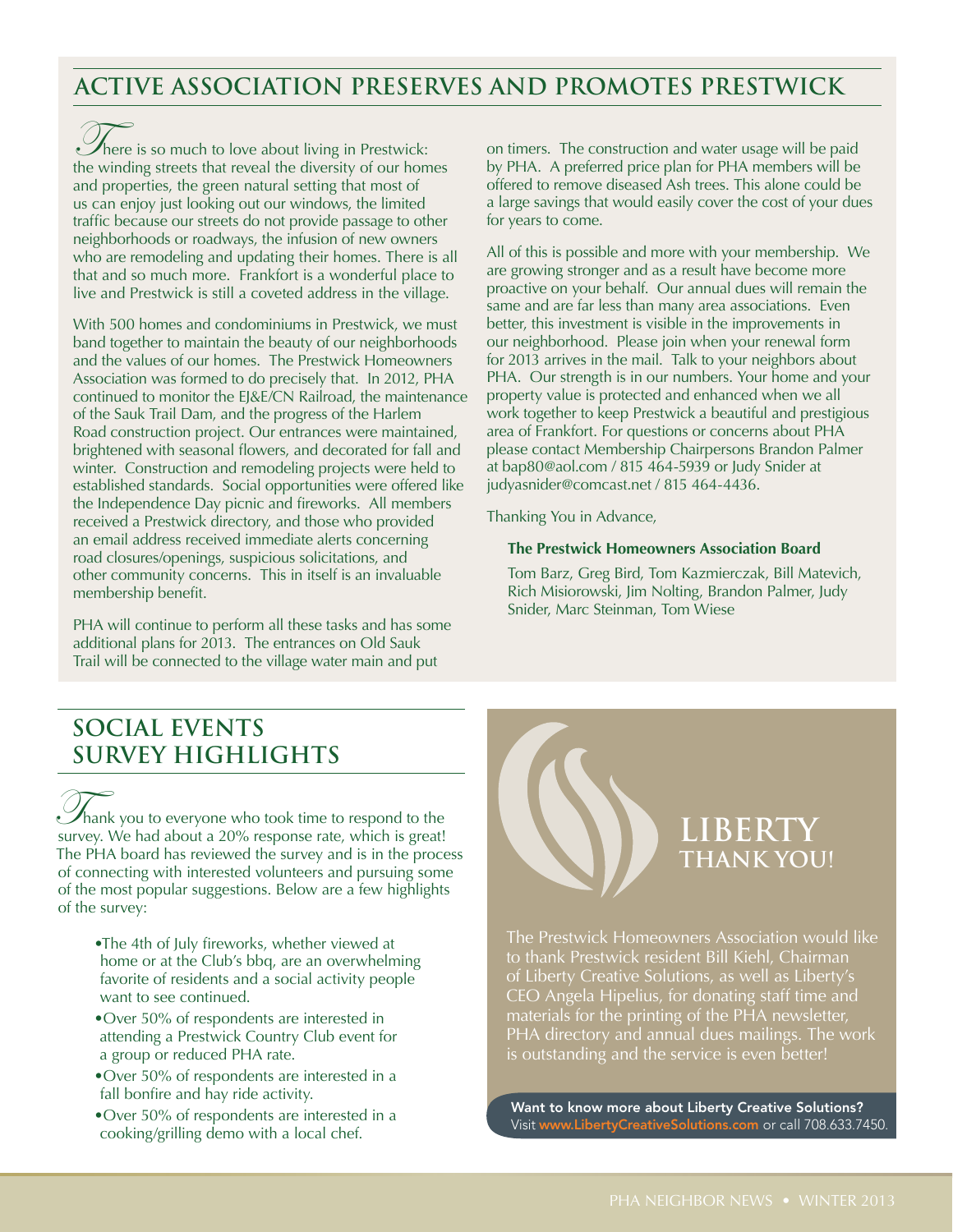## ACTIVE ASSOCIATION PRESERVES AND PROMOTES PRESTWICK

There is so much to love about living in Prestwick: the winding streets that reveal the diversity of our homes and properties, the green natural setting that most of us can enjoy just looking out our windows, the limited traffic because our streets do not provide passage to other neighborhoods or roadways, the infusion of new owners who are remodeling and updating their homes. There is all that and so much more. Frankfort is a wonderful place to live and Prestwick is still a coveted address in the village.

With 500 homes and condominiums in Prestwick, we must band together to maintain the beauty of our neighborhoods and the values of our homes. The Prestwick Homeowners Association was formed to do precisely that. In 2012, PHA continued to monitor the EJ&E/CN Railroad, the maintenance of the Sauk Trail Dam, and the progress of the Harlem Road construction project. Our entrances were maintained, brightened with seasonal flowers, and decorated for fall and winter. Construction and remodeling projects were held to established standards. Social opportunities were offered like the Independence Day picnic and fireworks. All members received a Prestwick directory, and those who provided an email address received immediate alerts concerning road closures/openings, suspicious solicitations, and other community concerns. This in itself is an invaluable membership benefit.

PHA will continue to perform all these tasks and has some additional plans for 2013. The entrances on Old Sauk Trail will be connected to the village water main and put on timers. The construction and water usage will be paid by PHA. A preferred price plan for PHA members will be offered to remove diseased Ash trees. This alone could be a large savings that would easily cover the cost of your dues for years to come.

All of this is possible and more with your membership. We are growing stronger and as a result have become more proactive on your behalf. Our annual dues will remain the same and are far less than many area associations. Even better, this investment is visible in the improvements in our neighborhood. Please join when your renewal form for 2013 arrives in the mail. Talk to your neighbors about PHA. Our strength is in our numbers. Your home and your property value is protected and enhanced when we all work together to keep Prestwick a beautiful and prestigious area of Frankfort. For questions or concerns about PHA please contact Membership Chairpersons Brandon Palmer at bap80@aol.com / 815 464-5939 or Judy Snider at judyasnider@comcast.net / 815 464-4436.

Thanking You in Advance,

**The Prestwick Homeowners Association Board**

Tom Barz, Greg Bird, Tom Kazmierczak, Bill Matevich, Rich Misiorowski, Jim Nolting, Brandon Palmer, Judy Snider, Marc Steinman, Tom Wiese

## SOCIAL EVENTS SURVEY HIGHLIGHTS

Thank you to everyone who took time to respond to the survey. We had about a 20% response rate, which is great! The PHA board has reviewed the survey and is in the process of connecting with interested volunteers and pursuing some of the most popular suggestions. Below are a few highlights of the survey:

- The 4th of July fireworks, whether viewed at home or at the Club's bbq, are an overwhelming favorite of residents and a social activity people want to see continued.
- Over 50% of respondents are interested in attending a Prestwick Country Club event for a group or reduced PHA rate.
- Over 50% of respondents are interested in a fall bonfire and hay ride activity.
- Over 50% of respondents are interested in a cooking/grilling demo with a local chef.

## LIBERTY THANK YOU!

The Prestwick Homeowners Association would like to thank Prestwick resident Bill Kiehl, Chairman of Liberty Creative Solutions, as well as Liberty's CEO Angela Hipelius, for donating staff time and materials for the printing of the PHA newsletter, PHA directory and annual dues mailings. The work is outstanding and the service is even better!

**Want to know more about Liberty Creative Solutions?**
Visit www.LibertyCreativeSolutions.com or call 708.633.7450.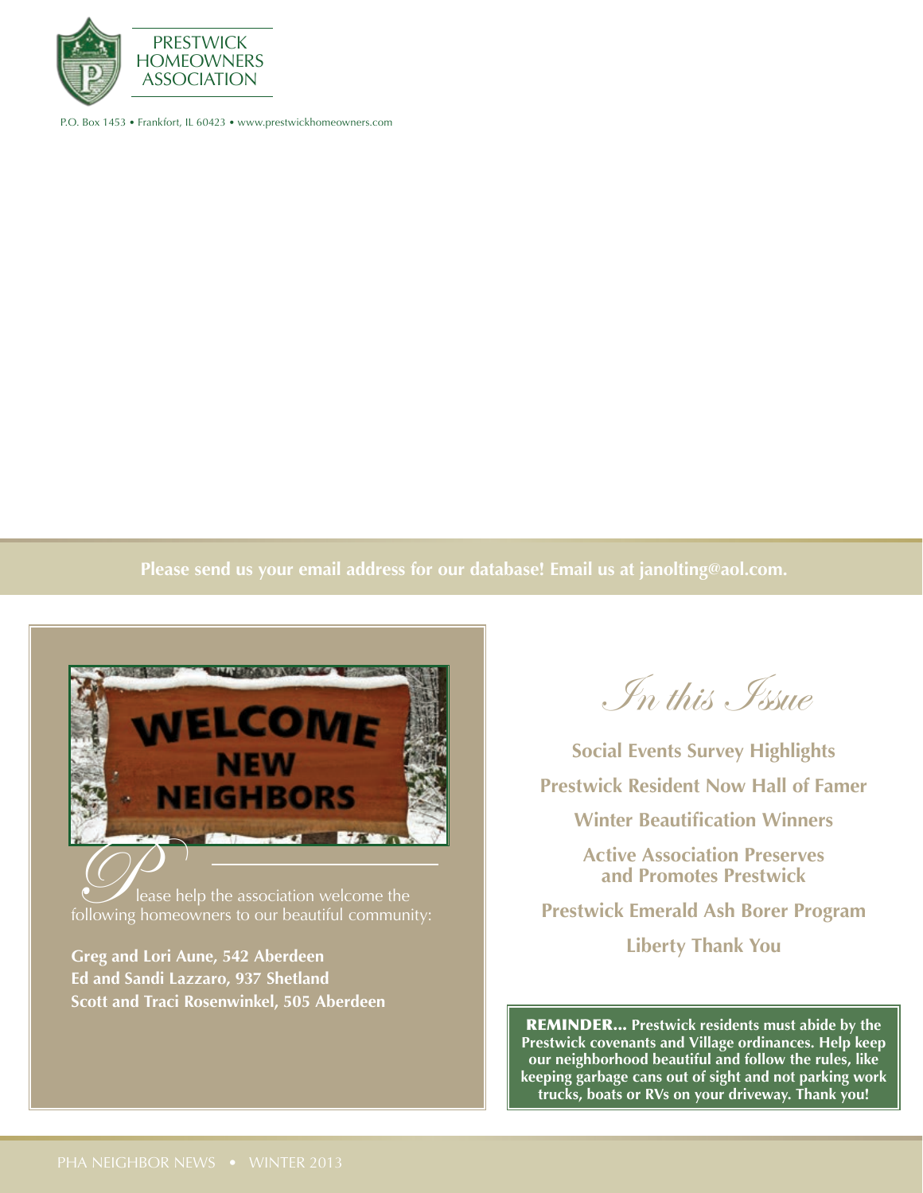PRESTWICK HOMEOWNERS ASSOCIATION

P.O. Box 1453 • Frankfort, IL 60423 • www.prestwickhomeowners.com

**Please send us your email address for our database! Email us at janolting@aol.com.**

Please help the association welcome the following homeowners to our beautiful community:

**Greg and Lori Aune, 542 Aberdeen**
**Ed and Sandi Lazzaro, 937 Shetland**
**Scott and Traci Rosenwinkel, 505 Aberdeen**

## *In this Issue*

**Social Events Survey Highlights**

**Prestwick Resident Now Hall of Famer**

**Winter Beautification Winners**

**Active Association Preserves and Promotes Prestwick**

**Prestwick Emerald Ash Borer Program**

**Liberty Thank You**

**REMINDER... Prestwick residents must abide by the Prestwick covenants and Village ordinances. Help keep our neighborhood beautiful and follow the rules, like keeping garbage cans out of sight and not parking work trucks, boats or RVs on your driveway. Thank you!**